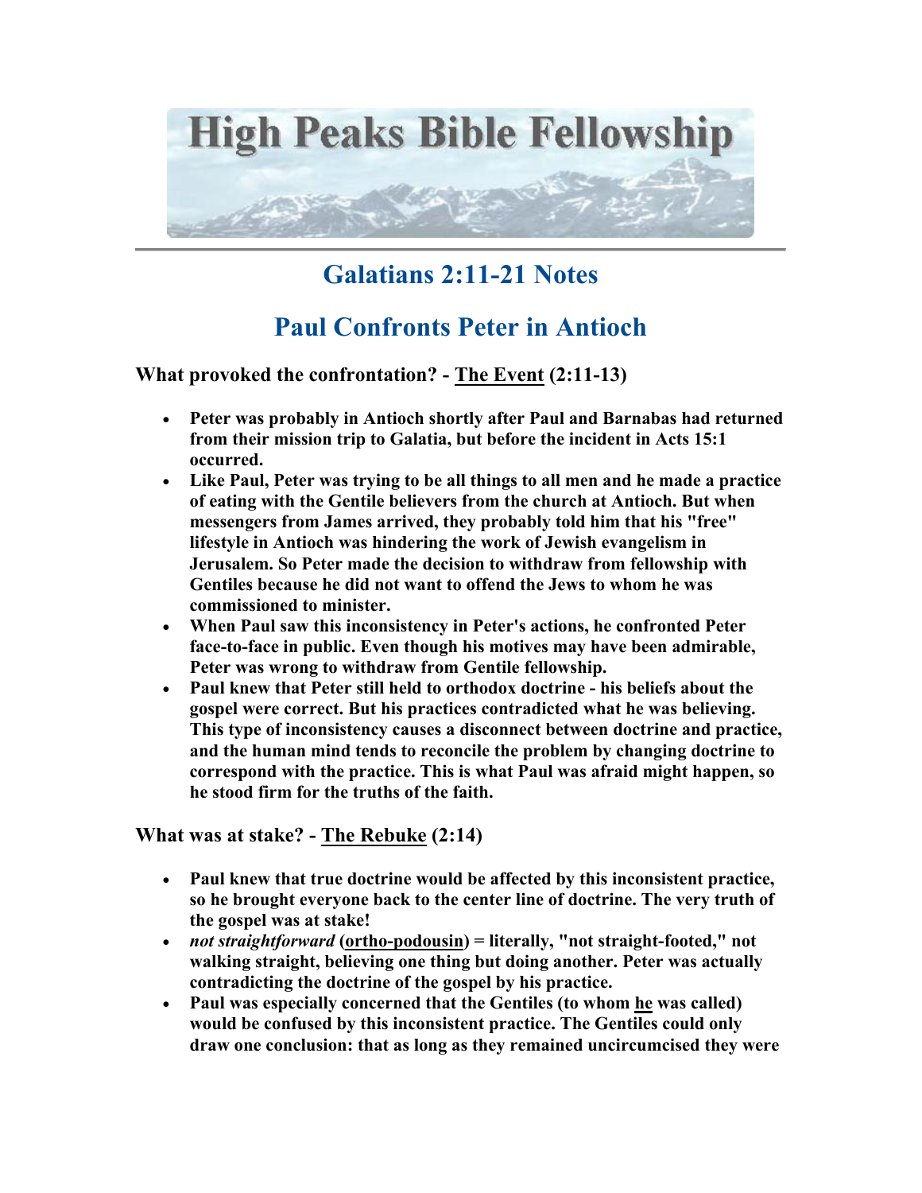# High Peaks Bible Fellowship

## Galatians 2:11-21 Notes

## Paul Confronts Peter in Antioch

### What provoked the confrontation? - <u>The Event</u> (2:11-13)

- **Peter was probably in Antioch shortly after Paul and Barnabas had returned from their mission trip to Galatia, but before the incident in Acts 15:1 occurred.**
- **Like Paul, Peter was trying to be all things to all men and he made a practice of eating with the Gentile believers from the church at Antioch. But when messengers from James arrived, they probably told him that his "free" lifestyle in Antioch was hindering the work of Jewish evangelism in Jerusalem. So Peter made the decision to withdraw from fellowship with Gentiles because he did not want to offend the Jews to whom he was commissioned to minister.**
- **When Paul saw this inconsistency in Peter's actions, he confronted Peter face-to-face in public. Even though his motives may have been admirable, Peter was wrong to withdraw from Gentile fellowship.**
- **Paul knew that Peter still held to orthodox doctrine - his beliefs about the gospel were correct. But his practices contradicted what he was believing. This type of inconsistency causes a disconnect between doctrine and practice, and the human mind tends to reconcile the problem by changing doctrine to correspond with the practice. This is what Paul was afraid might happen, so he stood firm for the truths of the faith.**

### What was at stake? - <u>The Rebuke</u> (2:14)

- **Paul knew that true doctrine would be affected by this inconsistent practice, so he brought everyone back to the center line of doctrine. The very truth of the gospel was at stake!**
- ***not straightforward* (<u>ortho-podousin</u>) = literally, "not straight-footed," not walking straight, believing one thing but doing another. Peter was actually contradicting the doctrine of the gospel by his practice.**
- **Paul was especially concerned that the Gentiles (to whom <u>he</u> was called) would be confused by this inconsistent practice. The Gentiles could only draw one conclusion: that as long as they remained uncircumcised they were**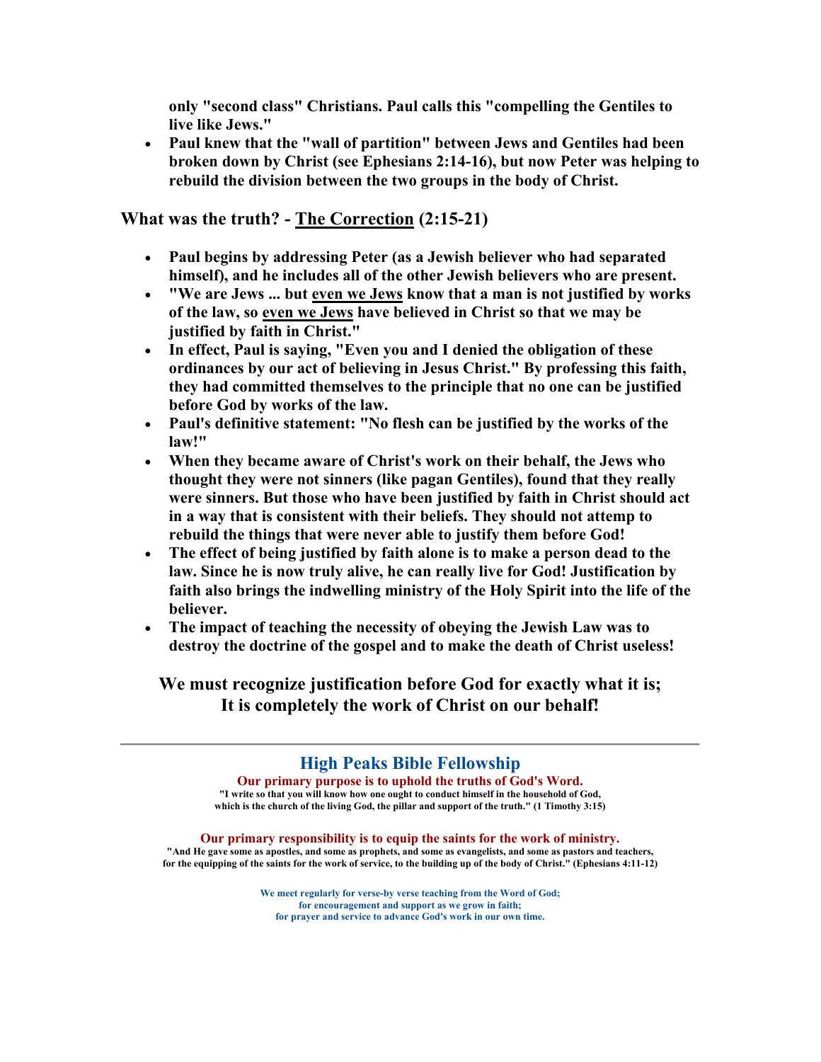only "second class" Christians. Paul calls this "compelling the Gentiles to live like Jews."

- **Paul knew that the "wall of partition" between Jews and Gentiles had been broken down by Christ (see Ephesians 2:14-16), but now Peter was helping to rebuild the division between the two groups in the body of Christ.**

## What was the truth? - <u>The Correction</u> (2:15-21)

- **Paul begins by addressing Peter (as a Jewish believer who had separated himself), and he includes all of the other Jewish believers who are present.**
- **"We are Jews ... but <u>even we Jews</u> know that a man is not justified by works of the law, so <u>even we Jews</u> have believed in Christ so that we may be justified by faith in Christ."**
- **In effect, Paul is saying, "Even you and I denied the obligation of these ordinances by our act of believing in Jesus Christ." By professing this faith, they had committed themselves to the principle that no one can be justified before God by works of the law.**
- **Paul's definitive statement: "No flesh can be justified by the works of the law!"**
- **When they became aware of Christ's work on their behalf, the Jews who thought they were not sinners (like pagan Gentiles), found that they really were sinners. But those who have been justified by faith in Christ should act in a way that is consistent with their beliefs. They should not attemp to rebuild the things that were never able to justify them before God!**
- **The effect of being justified by faith alone is to make a person dead to the law. Since he is now truly alive, he can really live for God! Justification by faith also brings the indwelling ministry of the Holy Spirit into the life of the believer.**
- **The impact of teaching the necessity of obeying the Jewish Law was to destroy the doctrine of the gospel and to make the death of Christ useless!**

**We must recognize justification before God for exactly what it is;
It is completely the work of Christ on our behalf!**

---

## High Peaks Bible Fellowship

**Our primary purpose is to uphold the truths of God's Word.**
**"I write so that you will know how one ought to conduct himself in the household of God, which is the church of the living God, the pillar and support of the truth." (1 Timothy 3:15)**

**Our primary responsibility is to equip the saints for the work of ministry.**
**"And He gave some as apostles, and some as prophets, and some as evangelists, and some as pastors and teachers, for the equipping of the saints for the work of service, to the building up of the body of Christ." (Ephesians 4:11-12)**

**We meet regularly for verse-by verse teaching from the Word of God;
for encouragement and support as we grow in faith;
for prayer and service to advance God's work in our own time.**